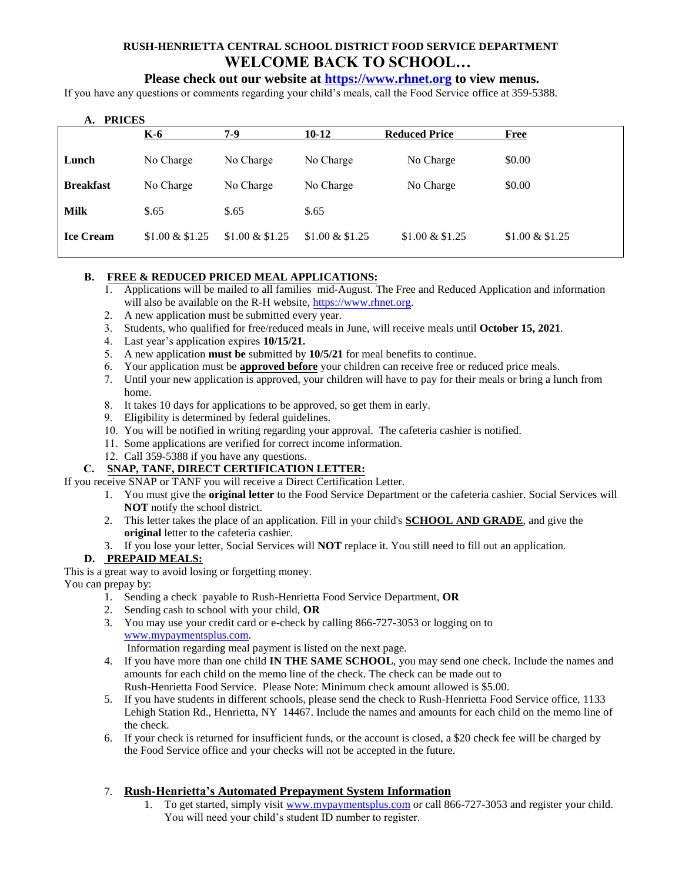**RUSH-HENRIETTA CENTRAL SCHOOL DISTRICT FOOD SERVICE DEPARTMENT**

# WELCOME BACK TO SCHOOL…

## Please check out our website at [https://www.rhnet.org](https://www.rhnet.org) to view menus.

If you have any questions or comments regarding your child's meals, call the Food Service office at 359-5388.

### A. PRICES

| | K-6 | 7-9 | 10-12 | Reduced Price | Free |
|---|---|---|---|---|---|
| **Lunch** | No Charge | No Charge | No Charge | No Charge | $0.00 |
| **Breakfast** | No Charge | No Charge | No Charge | No Charge | $0.00 |
| **Milk** | $.65 | $.65 | $.65 | | |
| **Ice Cream** | $1.00 & $1.25 | $1.00 & $1.25 | $1.00 & $1.25 | $1.00 & $1.25 | $1.00 & $1.25 |

### B. FREE & REDUCED PRICED MEAL APPLICATIONS:

1. Applications will be mailed to all families mid-August. The Free and Reduced Application and information will also be available on the R-H website, https://www.rhnet.org.
2. A new application must be submitted every year.
3. Students, who qualified for free/reduced meals in June, will receive meals until **October 15, 2021**.
4. Last year's application expires **10/15/21.**
5. A new application **must be** submitted by **10/5/21** for meal benefits to continue.
6. Your application must be **approved before** your children can receive free or reduced price meals.
7. Until your new application is approved, your children will have to pay for their meals or bring a lunch from home.
8. It takes 10 days for applications to be approved, so get them in early.
9. Eligibility is determined by federal guidelines.
10. You will be notified in writing regarding your approval. The cafeteria cashier is notified.
11. Some applications are verified for correct income information.
12. Call 359-5388 if you have any questions.

### C. SNAP, TANF, DIRECT CERTIFICATION LETTER:

If you receive SNAP or TANF you will receive a Direct Certification Letter.

1. You must give the **original letter** to the Food Service Department or the cafeteria cashier. Social Services will **NOT** notify the school district.
2. This letter takes the place of an application. Fill in your child's **SCHOOL AND GRADE**, and give the **original** letter to the cafeteria cashier.
3. If you lose your letter, Social Services will **NOT** replace it. You still need to fill out an application.

### D. PREPAID MEALS:

This is a great way to avoid losing or forgetting money.
You can prepay by:

1. Sending a check payable to Rush-Henrietta Food Service Department, **OR**
2. Sending cash to school with your child, **OR**
3. You may use your credit card or e-check by calling 866-727-3053 or logging on to www.mypaymentsplus.com.
   Information regarding meal payment is listed on the next page.
4. If you have more than one child **IN THE SAME SCHOOL**, you may send one check. Include the names and amounts for each child on the memo line of the check. The check can be made out to Rush-Henrietta Food Service. Please Note: Minimum check amount allowed is $5.00.
5. If you have students in different schools, please send the check to Rush-Henrietta Food Service office, 1133 Lehigh Station Rd., Henrietta, NY 14467. Include the names and amounts for each child on the memo line of the check.
6. If your check is returned for insufficient funds, or the account is closed, a $20 check fee will be charged by the Food Service office and your checks will not be accepted in the future.
7. **Rush-Henrietta's Automated Prepayment System Information**
   1. To get started, simply visit www.mypaymentsplus.com or call 866-727-3053 and register your child. You will need your child's student ID number to register.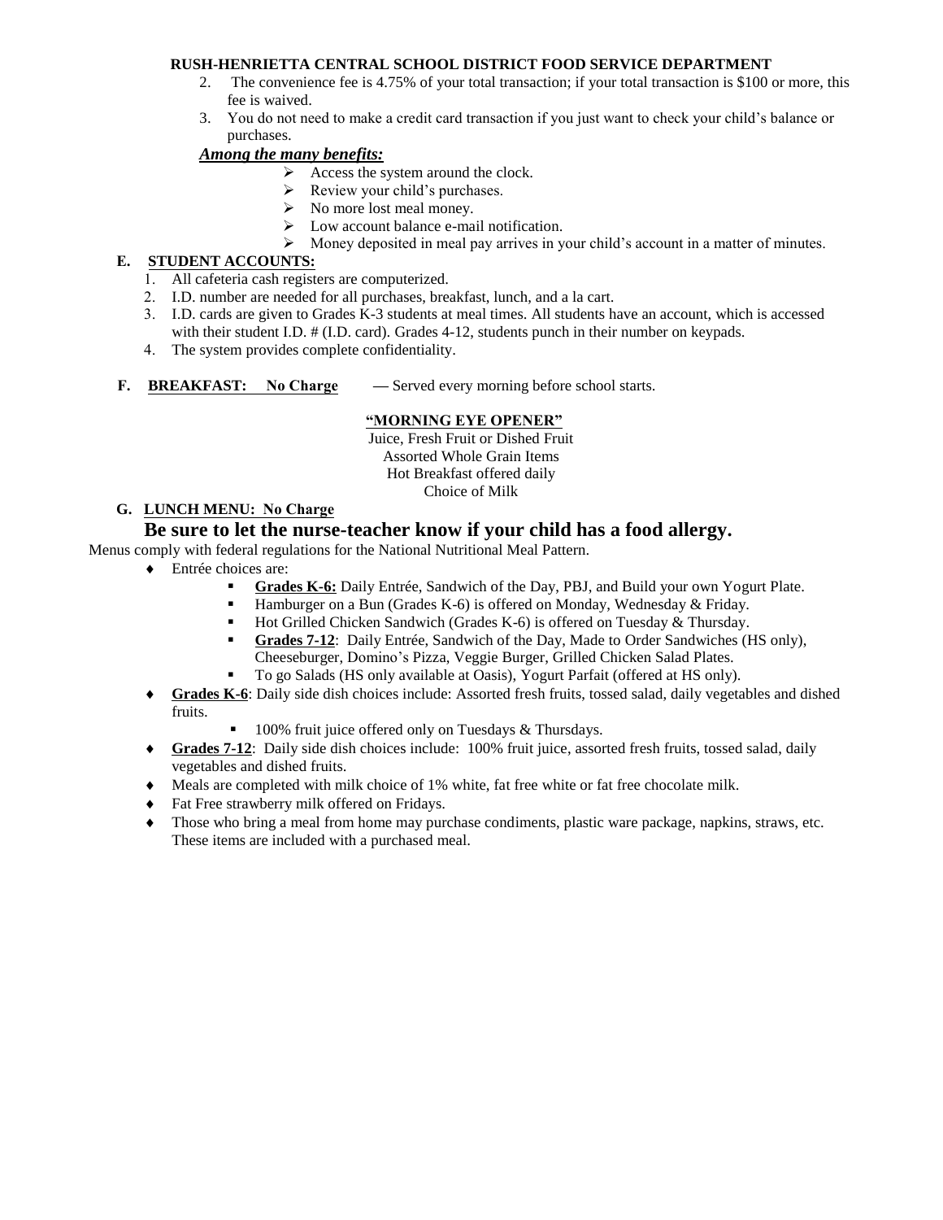**RUSH-HENRIETTA CENTRAL SCHOOL DISTRICT FOOD SERVICE DEPARTMENT**

2. The convenience fee is 4.75% of your total transaction; if your total transaction is $100 or more, this fee is waived.
3. You do not need to make a credit card transaction if you just want to check your child's balance or purchases.

***Among the many benefits:***

- Access the system around the clock.
- Review your child's purchases.
- No more lost meal money.
- Low account balance e-mail notification.
- Money deposited in meal pay arrives in your child's account in a matter of minutes.

**E. STUDENT ACCOUNTS:**

1. All cafeteria cash registers are computerized.
2. I.D. number are needed for all purchases, breakfast, lunch, and a la cart.
3. I.D. cards are given to Grades K-3 students at meal times. All students have an account, which is accessed with their student I.D. # (I.D. card). Grades 4-12, students punch in their number on keypads.
4. The system provides complete confidentiality.

**F. BREAKFAST: No Charge** — Served every morning before school starts.

**"MORNING EYE OPENER"**

Juice, Fresh Fruit or Dished Fruit
Assorted Whole Grain Items
Hot Breakfast offered daily
Choice of Milk

**G. LUNCH MENU: No Charge**

## Be sure to let the nurse-teacher know if your child has a food allergy.

Menus comply with federal regulations for the National Nutritional Meal Pattern.

- Entrée choices are:
  - **Grades K-6:** Daily Entrée, Sandwich of the Day, PBJ, and Build your own Yogurt Plate.
  - Hamburger on a Bun (Grades K-6) is offered on Monday, Wednesday & Friday.
  - Hot Grilled Chicken Sandwich (Grades K-6) is offered on Tuesday & Thursday.
  - **Grades 7-12**: Daily Entrée, Sandwich of the Day, Made to Order Sandwiches (HS only), Cheeseburger, Domino's Pizza, Veggie Burger, Grilled Chicken Salad Plates.
  - To go Salads (HS only available at Oasis), Yogurt Parfait (offered at HS only).
- **Grades K-6**: Daily side dish choices include: Assorted fresh fruits, tossed salad, daily vegetables and dished fruits.
  - 100% fruit juice offered only on Tuesdays & Thursdays.
- **Grades 7-12**: Daily side dish choices include: 100% fruit juice, assorted fresh fruits, tossed salad, daily vegetables and dished fruits.
- Meals are completed with milk choice of 1% white, fat free white or fat free chocolate milk.
- Fat Free strawberry milk offered on Fridays.
- Those who bring a meal from home may purchase condiments, plastic ware package, napkins, straws, etc. These items are included with a purchased meal.